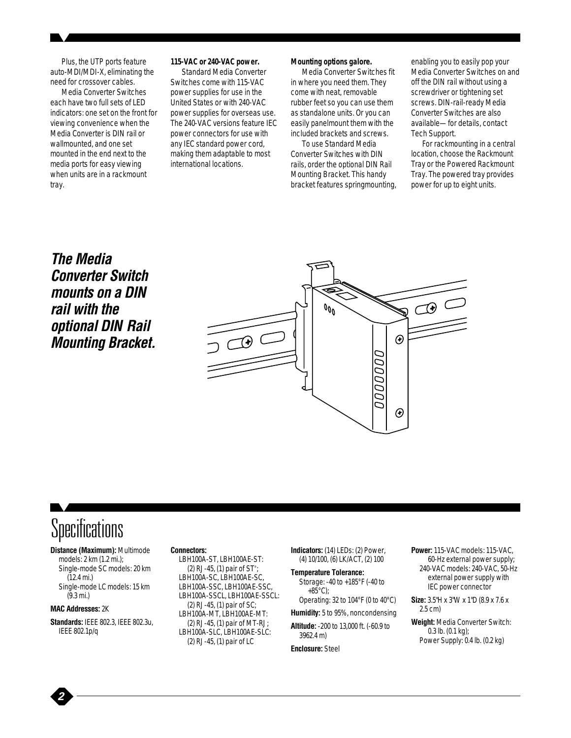Plus, the UTP ports feature auto-MDI/MDI-X, eliminating the need for crossover cables.

Media Converter Switches each have two full sets of LED indicators: one set on the front for viewing convenience when the Media Converter is DIN rail or wallmounted, and one set mounted in the end next to the media ports for easy viewing when units are in a rackmount tray.

**115-VAC or 240-VAC power.**

Standard Media Converter Switches come with 115-VAC power supplies for use in the United States or with 240-VAC power supplies for overseas use. The 240-VAC versions feature IEC power connectors for use with any IEC standard power cord, making them adaptable to most international locations.

**Mounting options galore.**

Media Converter Switches fit in where you need them. They come with neat, removable rubber feet so you can use them as standalone units. Or you can easily panelmount them with the included brackets and screws.

To use Standard Media Converter Switches with DIN rails, order the optional DIN Rail Mounting Bracket. This handy bracket features springmounting, enabling you to easily pop your Media Converter Switches on and off the DIN rail without using a screwdriver or tightening set screws. DIN-rail-ready Media Converter Switches are also available—for details, contact Tech Support.

For rackmounting in a central location, choose the Rackmount Tray or the Powered Rackmount Tray. The powered tray provides power for up to eight units.

***The Media Converter Switch mounts on a DIN rail with the optional DIN Rail Mounting Bracket.***

# Specifications

**Distance (Maximum):** Multimode models: 2 km (1.2 mi.);
Single-mode SC models: 20 km (12.4 mi.)
Single-mode LC models: 15 km (9.3 mi.)

**MAC Addresses:** 2K

**Standards:** IEEE 802.3, IEEE 802.3u, IEEE 802.1p/q

**Connectors:**
LBH100A-ST, LBH100AE-ST: (2) RJ-45, (1) pair of ST®;
LBH100A-SC, LBH100AE-SC, LBH100A-SSC, LBH100AE-SSC, LBH100A-SSCL, LBH100AE-SSCL: (2) RJ-45, (1) pair of SC;
LBH100A-MT, LBH100AE-MT: (2) RJ-45, (1) pair of MT-RJ;
LBH100A-SLC, LBH100AE-SLC: (2) RJ-45, (1) pair of LC

**Indicators:** (14) LEDs: (2) Power, (4) 10/100, (6) LK/ACT, (2) 100

**Temperature Tolerance:**
Storage: -40 to +185°F (-40 to +85°C);
Operating: 32 to 104°F (0 to 40°C)

**Humidity:** 5 to 95%, noncondensing

**Altitude:** -200 to 13,000 ft. (-60.9 to 3962.4 m)

**Enclosure:** Steel

**Power:** 115-VAC models: 115-VAC, 60-Hz external power supply;
240-VAC models: 240-VAC, 50-Hz external power supply with IEC power connector

**Size:** 3.5"H x 3"W x 1"D (8.9 x 7.6 x 2.5 cm)

**Weight:** Media Converter Switch: 0.3 lb. (0.1 kg);
Power Supply: 0.4 lb. (0.2 kg)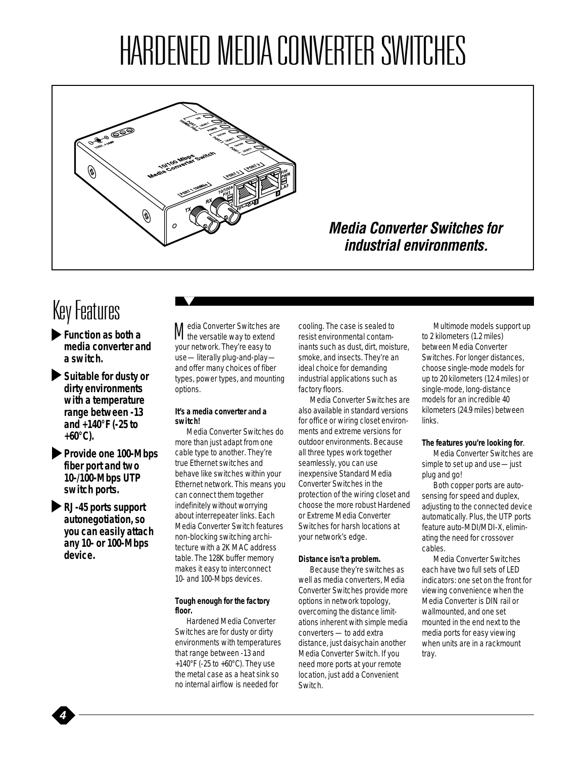# HARDENED MEDIA CONVERTER SWITCHES

***Media Converter Switches for industrial environments.***

## Key Features

- **Function as both a media converter and a switch.**
- **Suitable for dusty or dirty environments with a temperature range between -13 and +140°F (-25 to +60°C).**
- **Provide one 100-Mbps fiber port and two 10-/100-Mbps UTP switch ports.**
- **RJ-45 ports support autonegotiation, so you can easily attach any 10- or 100-Mbps device.**

Media Converter Switches are the versatile way to extend your network. They're easy to use — literally plug-and-play — and offer many choices of fiber types, power types, and mounting options.

**It's a media converter and a switch!**

Media Converter Switches do more than just adapt from one cable type to another. They're true Ethernet switches and behave like switches within your Ethernet network. This means you can connect them together indefinitely without worrying about interrepeater links. Each Media Converter Switch features non-blocking switching architecture with a 2K MAC address table. The 128K buffer memory makes it easy to interconnect 10- and 100-Mbps devices.

**Tough enough for the factory floor.**

Hardened Media Converter Switches are for dusty or dirty environments with temperatures that range between -13 and +140°F (-25 to +60°C). They use the metal case as a heat sink so no internal airflow is needed for cooling. The case is sealed to resist environmental contaminants such as dust, dirt, moisture, smoke, and insects. They're an ideal choice for demanding industrial applications such as factory floors.

Media Converter Switches are also available in standard versions for office or wiring closet environments and extreme versions for outdoor environments. Because all three types work together seamlessly, you can use inexpensive Standard Media Converter Switches in the protection of the wiring closet and choose the more robust Hardened or Extreme Media Converter Switches for harsh locations at your network's edge.

**Distance isn't a problem.**

Because they're switches as well as media converters, Media Converter Switches provide more options in network topology, overcoming the distance limitations inherent with simple media converters — to add extra distance, just daisychain another Media Converter Switch. If you need more ports at your remote location, just add a Convenient Switch.

Multimode models support up to 2 kilometers (1.2 miles) between Media Converter Switches. For longer distances, choose single-mode models for up to 20 kilometers (12.4 miles) or single-mode, long-distance models for an incredible 40 kilometers (24.9 miles) between links.

**The features you're looking for.**

Media Converter Switches are simple to set up and use — just plug and go!

Both copper ports are auto-sensing for speed and duplex, adjusting to the connected device automatically. Plus, the UTP ports feature auto-MDI/MDI-X, eliminating the need for crossover cables.

Media Converter Switches each have two full sets of LED indicators: one set on the front for viewing convenience when the Media Converter is DIN rail or wallmounted, and one set mounted in the end next to the media ports for easy viewing when units are in a rackmount tray.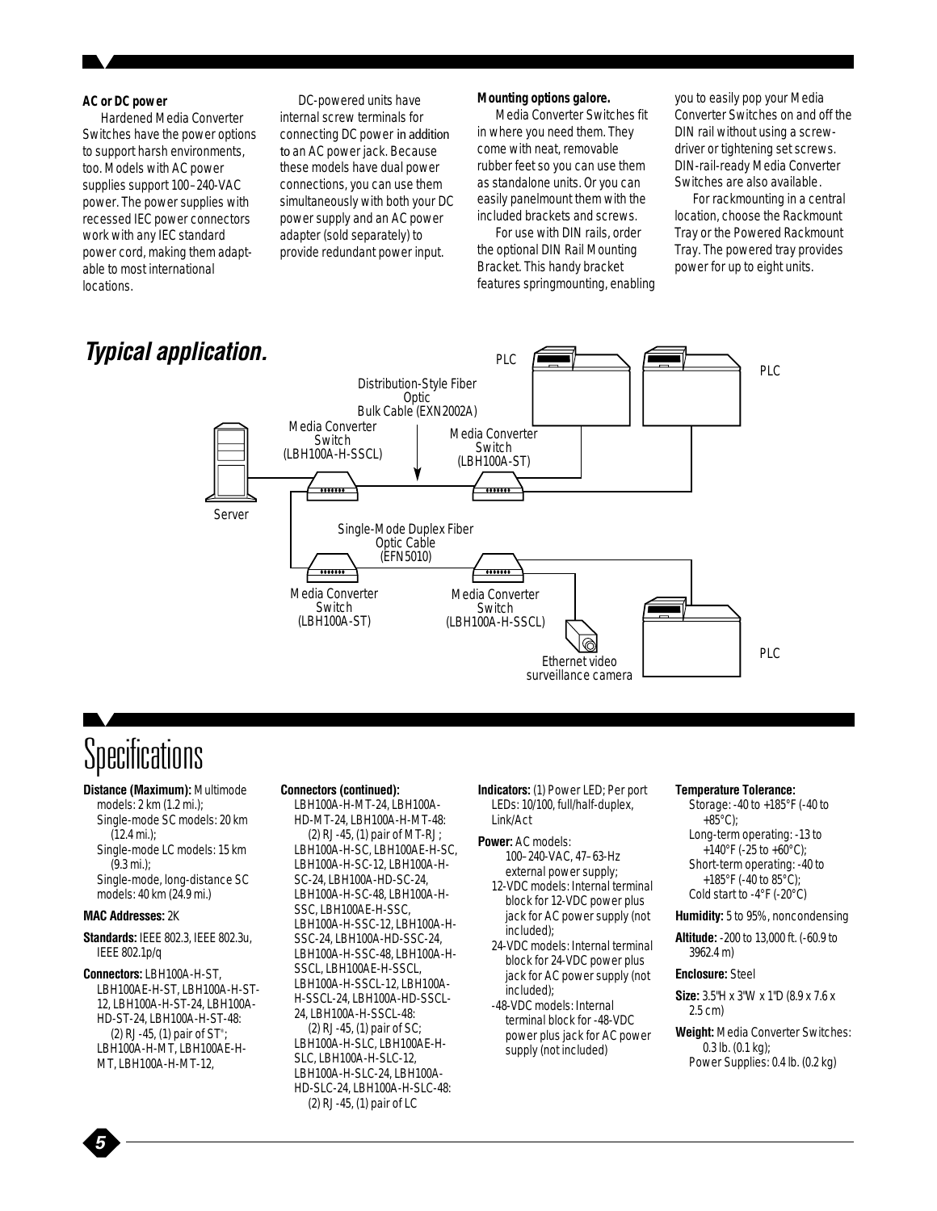**AC or DC power**

Hardened Media Converter Switches have the power options to support harsh environments, too. Models with AC power supplies support 100–240-VAC power. The power supplies with recessed IEC power connectors work with any IEC standard power cord, making them adaptable to most international locations.

DC-powered units have internal screw terminals for connecting DC power in addition to an AC power jack. Because these models have dual power connections, you can use them simultaneously with both your DC power supply and an AC power adapter (sold separately) to provide redundant power input.

**Mounting options galore.**

Media Converter Switches fit in where you need them. They come with neat, removable rubber feet so you can use them as standalone units. Or you can easily panelmount them with the included brackets and screws.

For use with DIN rails, order the optional DIN Rail Mounting Bracket. This handy bracket features springmounting, enabling you to easily pop your Media Converter Switches on and off the DIN rail without using a screwdriver or tightening set screws. DIN-rail-ready Media Converter Switches are also available.

For rackmounting in a central location, choose the Rackmount Tray or the Powered Rackmount Tray. The powered tray provides power for up to eight units.

## *Typical application.*

PLC

PLC

Distribution-Style Fiber Optic Bulk Cable (EXN2002A)

Media Converter Switch (LBH100A-H-SSCL)

Media Converter Switch (LBH100A-ST)

Server

Single-Mode Duplex Fiber Optic Cable (EFN5010)

Media Converter Switch (LBH100A-ST)

Media Converter Switch (LBH100A-H-SSCL)

Ethernet video surveillance camera

PLC

# Specifications

**Distance (Maximum):** Multimode models: 2 km (1.2 mi.); Single-mode SC models: 20 km (12.4 mi.); Single-mode LC models: 15 km (9.3 mi.); Single-mode, long-distance SC models: 40 km (24.9 mi.)

**MAC Addresses:** 2K

**Standards:** IEEE 802.3, IEEE 802.3u, IEEE 802.1p/q

**Connectors:** LBH100A-H-ST, LBH100AE-H-ST, LBH100A-H-ST-12, LBH100A-H-ST-24, LBH100A-HD-ST-24, LBH100A-H-ST-48: (2) RJ-45, (1) pair of ST®; LBH100A-H-MT, LBH100AE-H-MT, LBH100A-H-MT-12,

**Connectors (continued):** LBH100A-H-MT-24, LBH100A-HD-MT-24, LBH100A-H-MT-48: (2) RJ-45, (1) pair of MT-RJ; LBH100A-H-SC, LBH100AE-H-SC, LBH100A-H-SC-12, LBH100A-H-SC-24, LBH100A-HD-SC-24, LBH100A-H-SC-48, LBH100A-H-SSC, LBH100AE-H-SSC, LBH100A-H-SSC-12, LBH100A-H-SSC-24, LBH100A-HD-SSC-24, LBH100A-H-SSC-48, LBH100A-H-SSCL, LBH100AE-H-SSCL, LBH100A-H-SSCL-12, LBH100A-H-SSCL-24, LBH100A-HD-SSCL-24, LBH100A-H-SSCL-48: (2) RJ-45, (1) pair of SC; LBH100A-H-SLC, LBH100AE-H-SLC, LBH100A-H-SLC-12, LBH100A-H-SLC-24, LBH100A-HD-SLC-24, LBH100A-H-SLC-48: (2) RJ-45, (1) pair of LC

**Indicators:** (1) Power LED; Per port LEDs: 10/100, full/half-duplex, Link/Act

**Power:** AC models:
- 100–240-VAC, 47–63-Hz external power supply;
- 12-VDC models: Internal terminal block for 12-VDC power plus jack for AC power supply (not included);
- 24-VDC models: Internal terminal block for 24-VDC power plus jack for AC power supply (not included);
- -48-VDC models: Internal terminal block for -48-VDC power plus jack for AC power supply (not included)

**Temperature Tolerance:**
- Storage: -40 to +185°F (-40 to +85°C);
- Long-term operating: -13 to +140°F (-25 to +60°C);
- Short-term operating: -40 to +185°F (-40 to 85°C);
- Cold start to -4°F (-20°C)

**Humidity:** 5 to 95%, noncondensing

**Altitude:** -200 to 13,000 ft. (-60.9 to 3962.4 m)

**Enclosure:** Steel

**Size:** 3.5"H x 3"W x 1"D (8.9 x 7.6 x 2.5 cm)

**Weight:** Media Converter Switches: 0.3 lb. (0.1 kg); Power Supplies: 0.4 lb. (0.2 kg)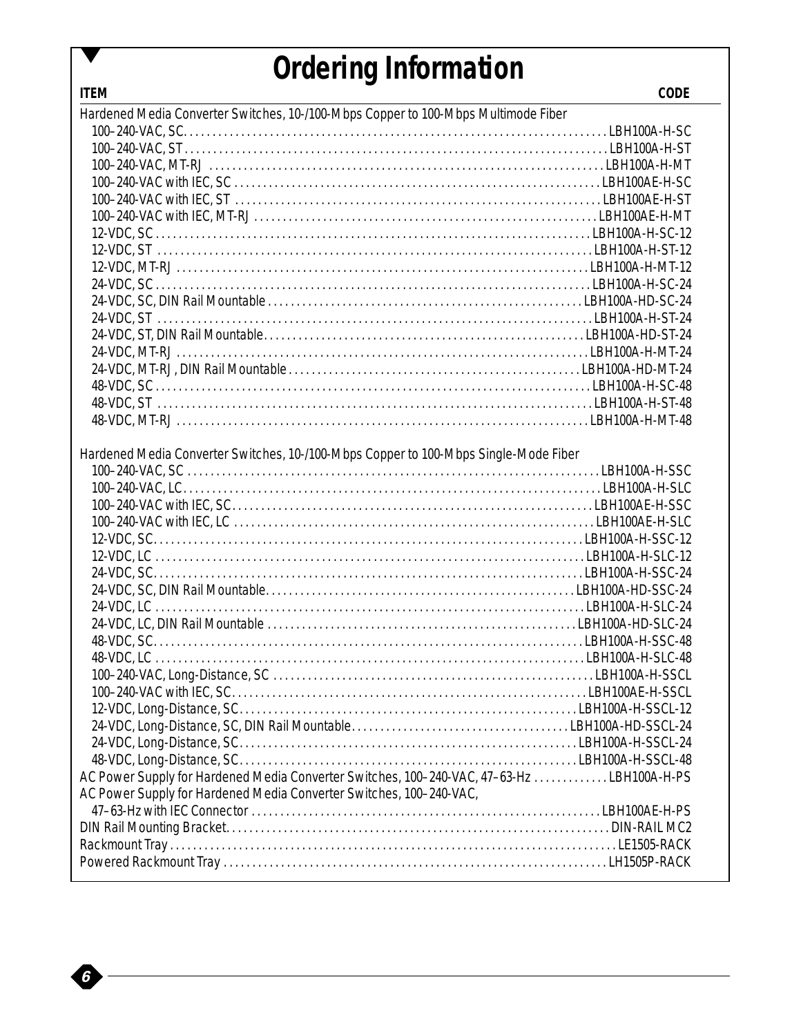# Ordering Information

| ITEM | CODE |
|---|---|
| **Hardened Media Converter Switches, 10-/100-Mbps Copper to 100-Mbps Multimode Fiber** | |
| 100–240-VAC, SC | LBH100A-H-SC |
| 100–240-VAC, ST | LBH100A-H-ST |
| 100–240-VAC, MT-RJ | LBH100A-H-MT |
| 100–240-VAC with IEC, SC | LBH100AE-H-SC |
| 100–240-VAC with IEC, ST | LBH100AE-H-ST |
| 100–240-VAC with IEC, MT-RJ | LBH100AE-H-MT |
| 12-VDC, SC | LBH100A-H-SC-12 |
| 12-VDC, ST | LBH100A-H-ST-12 |
| 12-VDC, MT-RJ | LBH100A-H-MT-12 |
| 24-VDC, SC | LBH100A-H-SC-24 |
| 24-VDC, SC, DIN Rail Mountable | LBH100A-HD-SC-24 |
| 24-VDC, ST | LBH100A-H-ST-24 |
| 24-VDC, ST, DIN Rail Mountable | LBH100A-HD-ST-24 |
| 24-VDC, MT-RJ | LBH100A-H-MT-24 |
| 24-VDC, MT-RJ, DIN Rail Mountable | LBH100A-HD-MT-24 |
| 48-VDC, SC | LBH100A-H-SC-48 |
| 48-VDC, ST | LBH100A-H-ST-48 |
| 48-VDC, MT-RJ | LBH100A-H-MT-48 |
| **Hardened Media Converter Switches, 10-/100-Mbps Copper to 100-Mbps Single-Mode Fiber** | |
| 100–240-VAC, SC | LBH100A-H-SSC |
| 100–240-VAC, LC | LBH100A-H-SLC |
| 100–240-VAC with IEC, SC | LBH100AE-H-SSC |
| 100–240-VAC with IEC, LC | LBH100AE-H-SLC |
| 12-VDC, SC | LBH100A-H-SSC-12 |
| 12-VDC, LC | LBH100A-H-SLC-12 |
| 24-VDC, SC | LBH100A-H-SSC-24 |
| 24-VDC, SC, DIN Rail Mountable | LBH100A-HD-SSC-24 |
| 24-VDC, LC | LBH100A-H-SLC-24 |
| 24-VDC, LC, DIN Rail Mountable | LBH100A-HD-SLC-24 |
| 48-VDC, SC | LBH100A-H-SSC-48 |
| 48-VDC, LC | LBH100A-H-SLC-48 |
| 100–240-VAC, Long-Distance, SC | LBH100A-H-SSCL |
| 100–240-VAC with IEC, SC | LBH100AE-H-SSCL |
| 12-VDC, Long-Distance, SC | LBH100A-H-SSCL-12 |
| 24-VDC, Long-Distance, SC, DIN Rail Mountable | LBH100A-HD-SSCL-24 |
| 24-VDC, Long-Distance, SC | LBH100A-H-SSCL-24 |
| 48-VDC, Long-Distance, SC | LBH100A-H-SSCL-48 |
| AC Power Supply for Hardened Media Converter Switches, 100–240-VAC, 47–63-Hz | LBH100A-H-PS |
| AC Power Supply for Hardened Media Converter Switches, 100–240-VAC, 47–63-Hz with IEC Connector | LBH100AE-H-PS |
| DIN Rail Mounting Bracket | DIN-RAIL MC2 |
| Rackmount Tray | LE1505-RACK |
| Powered Rackmount Tray | LH1505P-RACK |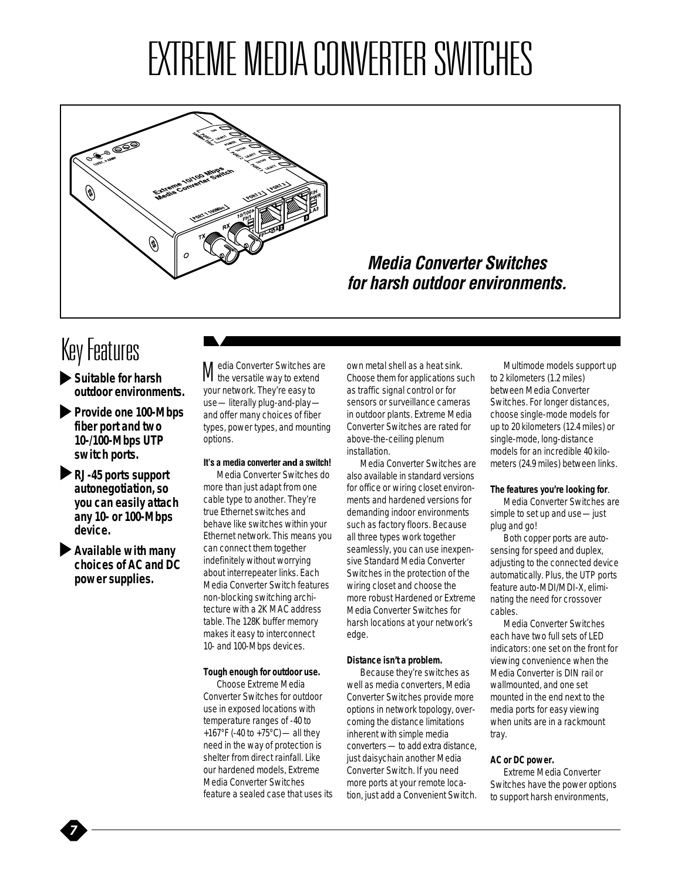# EXTREME MEDIA CONVERTER SWITCHES

***Media Converter Switches for harsh outdoor environments.***

## Key Features

- **Suitable for harsh outdoor environments.**
- **Provide one 100-Mbps fiber port and two 10-/100-Mbps UTP switch ports.**
- **RJ-45 ports support autonegotiation, so you can easily attach any 10- or 100-Mbps device.**
- **Available with many choices of AC and DC power supplies.**

Media Converter Switches are the versatile way to extend your network. They're easy to use—literally plug-and-play—and offer many choices of fiber types, power types, and mounting options.

**It's a media converter and a switch!**

Media Converter Switches do more than just adapt from one cable type to another. They're true Ethernet switches and behave like switches within your Ethernet network. This means you can connect them together indefinitely without worrying about interrepeater links. Each Media Converter Switch features non-blocking switching architecture with a 2K MAC address table. The 128K buffer memory makes it easy to interconnect 10- and 100-Mbps devices.

**Tough enough for outdoor use.**

Choose Extreme Media Converter Switches for outdoor use in exposed locations with temperature ranges of -40 to +167°F (-40 to +75°C)—all they need in the way of protection is shelter from direct rainfall. Like our hardened models, Extreme Media Converter Switches feature a sealed case that uses its own metal shell as a heat sink. Choose them for applications such as traffic signal control or for sensors or surveillance cameras in outdoor plants. Extreme Media Converter Switches are rated for above-the-ceiling plenum installation.

Media Converter Switches are also available in standard versions for office or wiring closet environments and hardened versions for demanding indoor environments such as factory floors. Because all three types work together seamlessly, you can use inexpensive Standard Media Converter Switches in the protection of the wiring closet and choose the more robust Hardened or Extreme Media Converter Switches for harsh locations at your network's edge.

**Distance isn't a problem.**

Because they're switches as well as media converters, Media Converter Switches provide more options in network topology, overcoming the distance limitations inherent with simple media converters—to add extra distance, just daisychain another Media Converter Switch. If you need more ports at your remote location, just add a Convenient Switch.

Multimode models support up to 2 kilometers (1.2 miles) between Media Converter Switches. For longer distances, choose single-mode models for up to 20 kilometers (12.4 miles) or single-mode, long-distance models for an incredible 40 kilometers (24.9 miles) between links.

**The features you're looking for.**

Media Converter Switches are simple to set up and use—just plug and go!

Both copper ports are autosensing for speed and duplex, adjusting to the connected device automatically. Plus, the UTP ports feature auto-MDI/MDI-X, eliminating the need for crossover cables.

Media Converter Switches each have two full sets of LED indicators: one set on the front for viewing convenience when the Media Converter is DIN rail or wallmounted, and one set mounted in the end next to the media ports for easy viewing when units are in a rackmount tray.

**AC or DC power.**

Extreme Media Converter Switches have the power options to support harsh environments,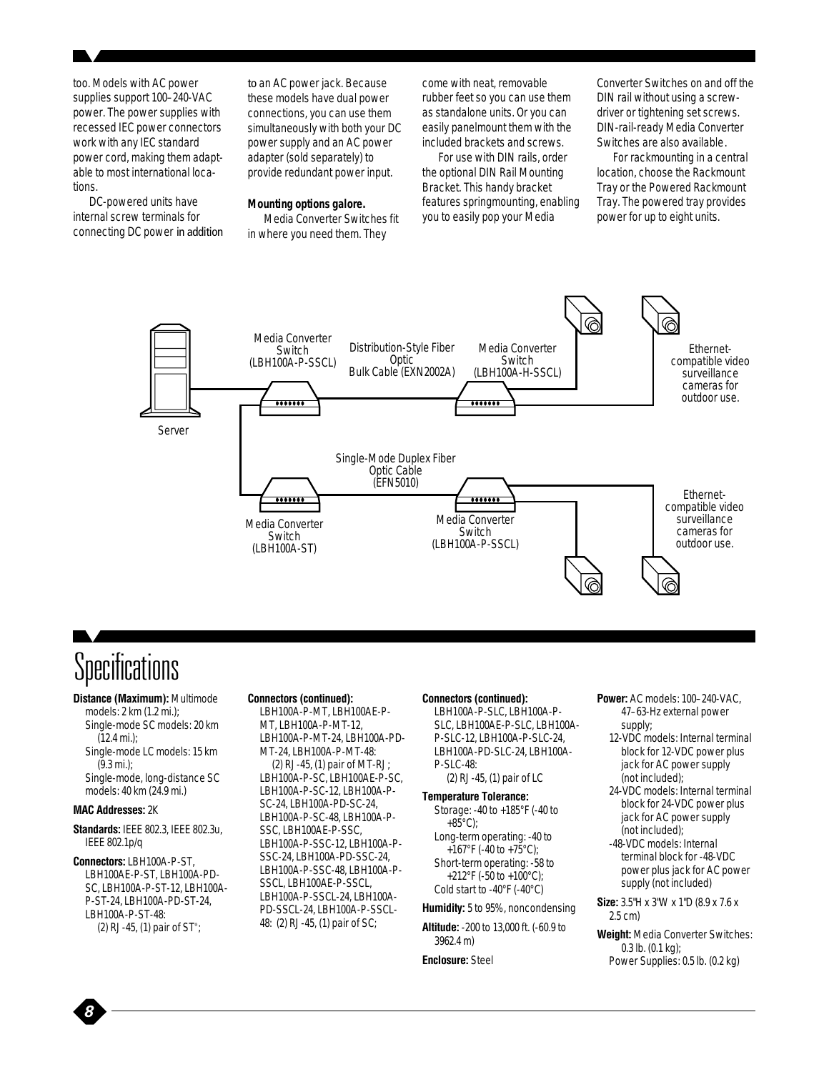too. Models with AC power supplies support 100–240-VAC power. The power supplies with recessed IEC power connectors work with any IEC standard power cord, making them adaptable to most international locations.

DC-powered units have internal screw terminals for connecting DC power in addition to an AC power jack. Because these models have dual power connections, you can use them simultaneously with both your DC power supply and an AC power adapter (sold separately) to provide redundant power input.

**Mounting options galore.**

Media Converter Switches fit in where you need them. They come with neat, removable rubber feet so you can use them as standalone units. Or you can easily panelmount them with the included brackets and screws.

For use with DIN rails, order the optional DIN Rail Mounting Bracket. This handy bracket features springmounting, enabling you to easily pop your Media Converter Switches on and off the DIN rail without using a screwdriver or tightening set screws. DIN-rail-ready Media Converter Switches are also available.

For rackmounting in a central location, choose the Rackmount Tray or the Powered Rackmount Tray. The powered tray provides power for up to eight units.

Server — Media Converter Switch (LBH100A-P-SSCL) — Distribution-Style Fiber Optic Bulk Cable (EXN2002A) — Media Converter Switch (LBH100A-H-SSCL) — Ethernet-compatible video surveillance cameras for outdoor use.

Media Converter Switch (LBH100A-ST) — Single-Mode Duplex Fiber Optic Cable (EFN5010) — Media Converter Switch (LBH100A-P-SSCL) — Ethernet-compatible video surveillance cameras for outdoor use.

# Specifications

**Distance (Maximum):** Multimode models: 2 km (1.2 mi.);
Single-mode SC models: 20 km (12.4 mi.);
Single-mode LC models: 15 km (9.3 mi.);
Single-mode, long-distance SC models: 40 km (24.9 mi.)

**MAC Addresses:** 2K

**Standards:** IEEE 802.3, IEEE 802.3u, IEEE 802.1p/q

**Connectors:** LBH100A-P-ST, LBH100AE-P-ST, LBH100A-PD-SC, LBH100A-P-ST-12, LBH100A-P-ST-24, LBH100A-PD-ST-24, LBH100A-P-ST-48:
(2) RJ-45, (1) pair of ST®;

**Connectors (continued):**
LBH100A-P-MT, LBH100AE-P-MT, LBH100A-P-MT-12, LBH100A-P-MT-24, LBH100A-PD-MT-24, LBH100A-P-MT-48:
(2) RJ-45, (1) pair of MT-RJ;
LBH100A-P-SC, LBH100AE-P-SC, LBH100A-P-SC-12, LBH100A-P-SC-24, LBH100A-PD-SC-24, LBH100A-P-SC-48, LBH100A-P-SSC, LBH100AE-P-SSC, LBH100A-P-SSC-12, LBH100A-P-SSC-24, LBH100A-PD-SSC-24, LBH100A-P-SSC-48, LBH100A-P-SSCL, LBH100AE-P-SSCL, LBH100A-P-SSCL-24, LBH100A-PD-SSCL-24, LBH100A-P-SSCL-48: (2) RJ-45, (1) pair of SC;

**Connectors (continued):**
LBH100A-P-SLC, LBH100A-P-SLC, LBH100AE-P-SLC, LBH100A-P-SLC-12, LBH100A-P-SLC-24, LBH100A-PD-SLC-24, LBH100A-P-SLC-48:
(2) RJ-45, (1) pair of LC

**Temperature Tolerance:**
Storage: -40 to +185°F (-40 to +85°C);
Long-term operating: -40 to +167°F (-40 to +75°C);
Short-term operating: -58 to +212°F (-50 to +100°C);
Cold start to -40°F (-40°C)

**Humidity:** 5 to 95%, noncondensing

**Altitude:** -200 to 13,000 ft. (-60.9 to 3962.4 m)

**Enclosure:** Steel

**Power:** AC models: 100–240-VAC, 47–63-Hz external power supply;
12-VDC models: Internal terminal block for 12-VDC power plus jack for AC power supply (not included);
24-VDC models: Internal terminal block for 24-VDC power plus jack for AC power supply (not included);
-48-VDC models: Internal terminal block for -48-VDC power plus jack for AC power supply (not included)

**Size:** 3.5"H x 3"W x 1"D (8.9 x 7.6 x 2.5 cm)

**Weight:** Media Converter Switches: 0.3 lb. (0.1 kg);
Power Supplies: 0.5 lb. (0.2 kg)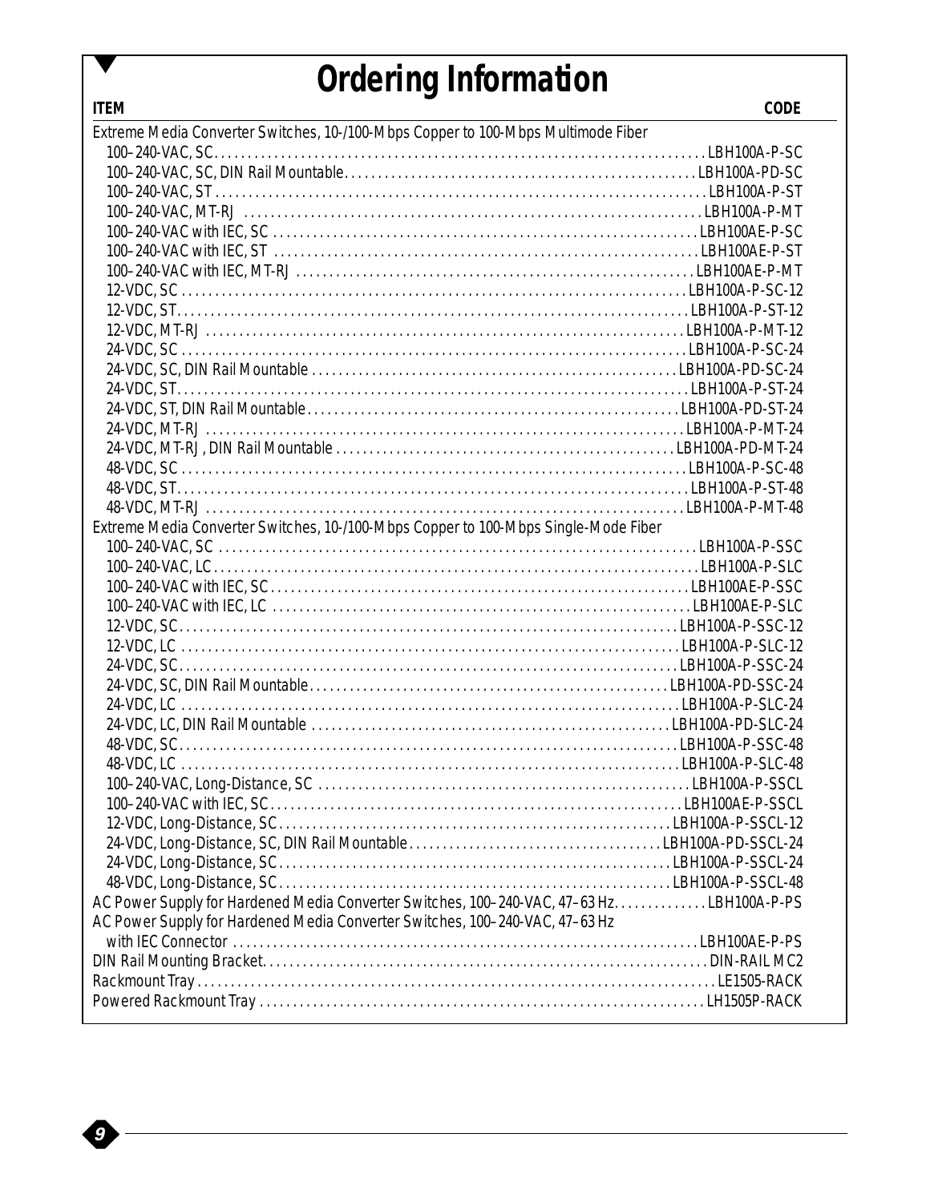# Ordering Information

| ITEM | CODE |
|---|---|
| **Extreme Media Converter Switches, 10-/100-Mbps Copper to 100-Mbps Multimode Fiber** | |
| 100–240-VAC, SC | LBH100A-P-SC |
| 100–240-VAC, SC, DIN Rail Mountable | LBH100A-PD-SC |
| 100–240-VAC, ST | LBH100A-P-ST |
| 100–240-VAC, MT-RJ | LBH100A-P-MT |
| 100–240-VAC with IEC, SC | LBH100AE-P-SC |
| 100–240-VAC with IEC, ST | LBH100AE-P-ST |
| 100–240-VAC with IEC, MT-RJ | LBH100AE-P-MT |
| 12-VDC, SC | LBH100A-P-SC-12 |
| 12-VDC, ST | LBH100A-P-ST-12 |
| 12-VDC, MT-RJ | LBH100A-P-MT-12 |
| 24-VDC, SC | LBH100A-P-SC-24 |
| 24-VDC, SC, DIN Rail Mountable | LBH100A-PD-SC-24 |
| 24-VDC, ST | LBH100A-P-ST-24 |
| 24-VDC, ST, DIN Rail Mountable | LBH100A-PD-ST-24 |
| 24-VDC, MT-RJ | LBH100A-P-MT-24 |
| 24-VDC, MT-RJ, DIN Rail Mountable | LBH100A-PD-MT-24 |
| 48-VDC, SC | LBH100A-P-SC-48 |
| 48-VDC, ST | LBH100A-P-ST-48 |
| 48-VDC, MT-RJ | LBH100A-P-MT-48 |
| **Extreme Media Converter Switches, 10-/100-Mbps Copper to 100-Mbps Single-Mode Fiber** | |
| 100–240-VAC, SC | LBH100A-P-SSC |
| 100–240-VAC, LC | LBH100A-P-SLC |
| 100–240-VAC with IEC, SC | LBH100AE-P-SSC |
| 100–240-VAC with IEC, LC | LBH100AE-P-SLC |
| 12-VDC, SC | LBH100A-P-SSC-12 |
| 12-VDC, LC | LBH100A-P-SLC-12 |
| 24-VDC, SC | LBH100A-P-SSC-24 |
| 24-VDC, SC, DIN Rail Mountable | LBH100A-PD-SSC-24 |
| 24-VDC, LC | LBH100A-P-SLC-24 |
| 24-VDC, LC, DIN Rail Mountable | LBH100A-PD-SLC-24 |
| 48-VDC, SC | LBH100A-P-SSC-48 |
| 48-VDC, LC | LBH100A-P-SLC-48 |
| 100–240-VAC, Long-Distance, SC | LBH100A-P-SSCL |
| 100–240-VAC with IEC, SC | LBH100AE-P-SSCL |
| 12-VDC, Long-Distance, SC | LBH100A-P-SSCL-12 |
| 24-VDC, Long-Distance, SC, DIN Rail Mountable | LBH100A-PD-SSCL-24 |
| 24-VDC, Long-Distance, SC | LBH100A-P-SSCL-24 |
| 48-VDC, Long-Distance, SC | LBH100A-P-SSCL-48 |
| AC Power Supply for Hardened Media Converter Switches, 100–240-VAC, 47–63 Hz | LBH100A-P-PS |
| AC Power Supply for Hardened Media Converter Switches, 100–240-VAC, 47–63 Hz with IEC Connector | LBH100AE-P-PS |
| DIN Rail Mounting Bracket | DIN-RAIL MC2 |
| Rackmount Tray | LE1505-RACK |
| Powered Rackmount Tray | LH1505P-RACK |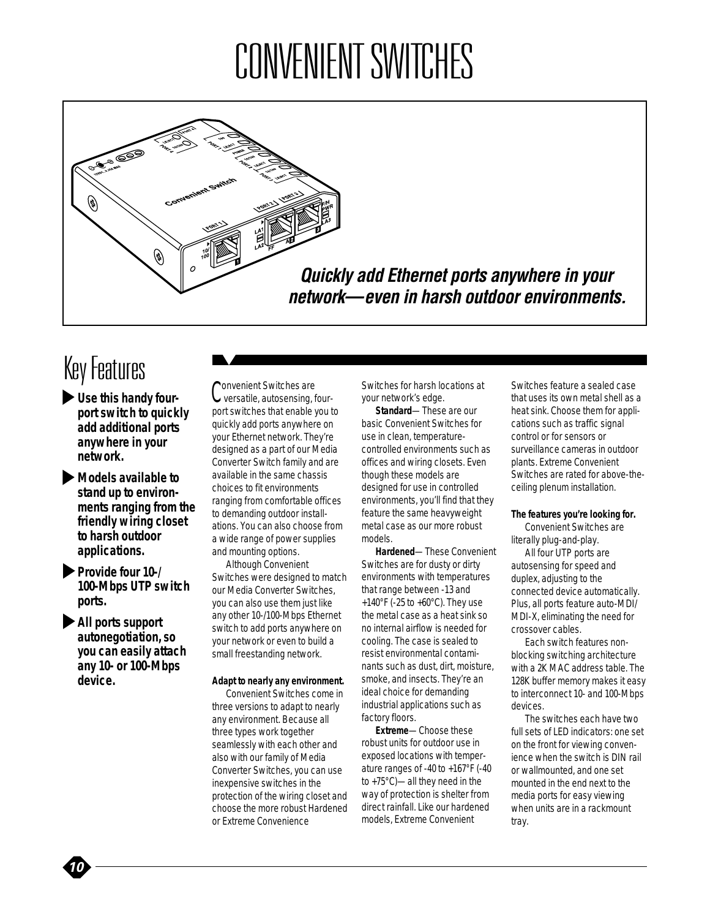# CONVENIENT SWITCHES

***Quickly add Ethernet ports anywhere in your network—even in harsh outdoor environments.***

## Key Features

- **Use this handy four-port switch to quickly add additional ports anywhere in your network.**
- **Models available to stand up to environments ranging from the friendly wiring closet to harsh outdoor applications.**
- **Provide four 10-/100-Mbps UTP switch ports.**
- **All ports support autonegotiation, so you can easily attach any 10- or 100-Mbps device.**

Convenient Switches are versatile, autosensing, four-port switches that enable you to quickly add ports anywhere on your Ethernet network. They're designed as a part of our Media Converter Switch family and are available in the same chassis choices to fit environments ranging from comfortable offices to demanding outdoor installations. You can also choose from a wide range of power supplies and mounting options.

Although Convenient Switches were designed to match our Media Converter Switches, you can also use them just like any other 10-/100-Mbps Ethernet switch to add ports anywhere on your network or even to build a small freestanding network.

**Adapt to nearly any environment.**

Convenient Switches come in three versions to adapt to nearly any environment. Because all three types work together seamlessly with each other and also with our family of Media Converter Switches, you can use inexpensive switches in the protection of the wiring closet and choose the more robust Hardened or Extreme Convenience Switches for harsh locations at your network's edge.

**Standard**—These are our basic Convenient Switches for use in clean, temperature-controlled environments such as offices and wiring closets. Even though these models are designed for use in controlled environments, you'll find that they feature the same heavyweight metal case as our more robust models.

**Hardened**—These Convenient Switches are for dusty or dirty environments with temperatures that range between -13 and +140°F (-25 to +60°C). They use the metal case as a heat sink so no internal airflow is needed for cooling. The case is sealed to resist environmental contaminants such as dust, dirt, moisture, smoke, and insects. They're an ideal choice for demanding industrial applications such as factory floors.

**Extreme**—Choose these robust units for outdoor use in exposed locations with temperature ranges of -40 to +167°F (-40 to +75°C)—all they need in the way of protection is shelter from direct rainfall. Like our hardened models, Extreme Convenient Switches feature a sealed case that uses its own metal shell as a heat sink. Choose them for applications such as traffic signal control or for sensors or surveillance cameras in outdoor plants. Extreme Convenient Switches are rated for above-the-ceiling plenum installation.

**The features you're looking for.**

Convenient Switches are literally plug-and-play.

All four UTP ports are autosensing for speed and duplex, adjusting to the connected device automatically. Plus, all ports feature auto-MDI/MDI-X, eliminating the need for crossover cables.

Each switch features non-blocking switching architecture with a 2K MAC address table. The 128K buffer memory makes it easy to interconnect 10- and 100-Mbps devices.

The switches each have two full sets of LED indicators: one set on the front for viewing convenience when the switch is DIN rail or wallmounted, and one set mounted in the end next to the media ports for easy viewing when units are in a rackmount tray.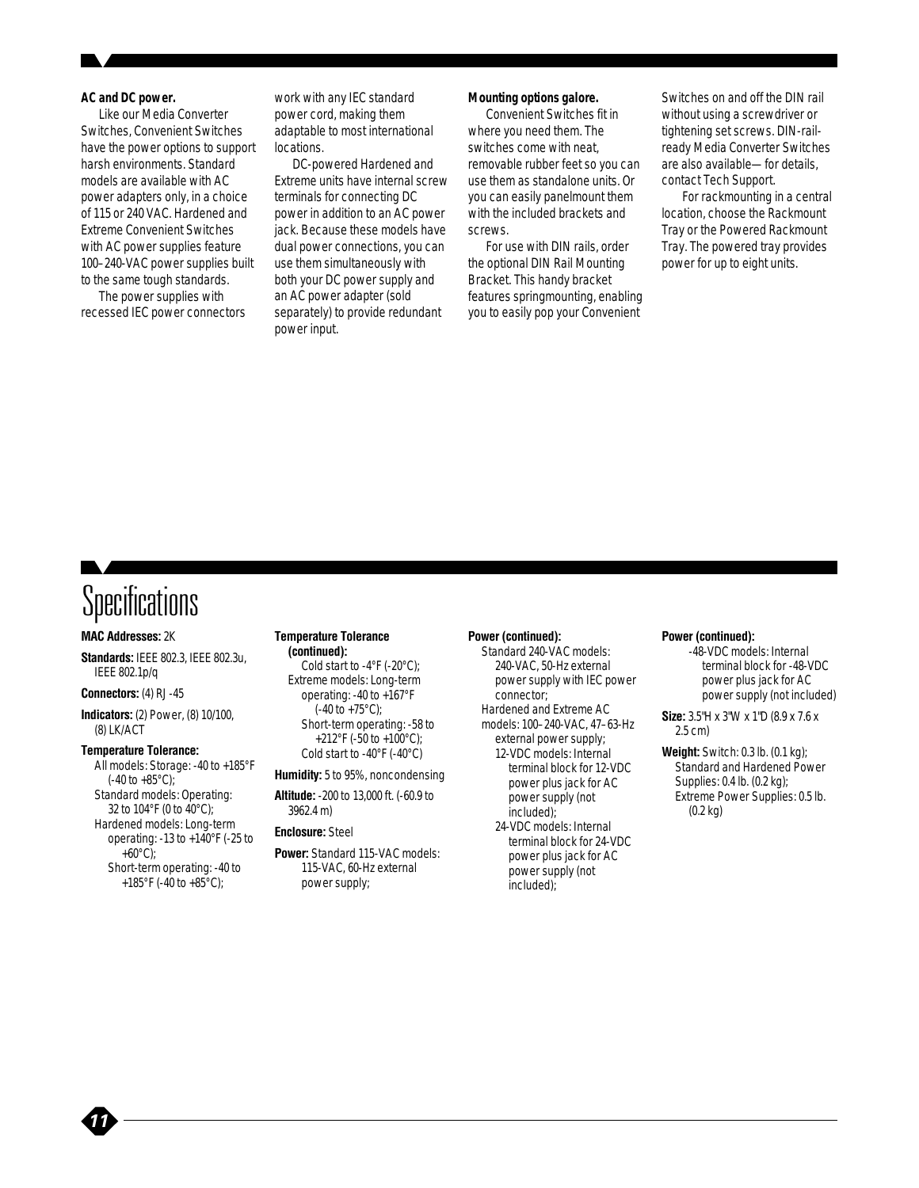**AC and DC power.**

Like our Media Converter Switches, Convenient Switches have the power options to support harsh environments. Standard models are available with AC power adapters only, in a choice of 115 or 240 VAC. Hardened and Extreme Convenient Switches with AC power supplies feature 100–240-VAC power supplies built to the same tough standards.

The power supplies with recessed IEC power connectors work with any IEC standard power cord, making them adaptable to most international locations.

DC-powered Hardened and Extreme units have internal screw terminals for connecting DC power in addition to an AC power jack. Because these models have dual power connections, you can use them simultaneously with both your DC power supply and an AC power adapter (sold separately) to provide redundant power input.

**Mounting options galore.**

Convenient Switches fit in where you need them. The switches come with neat, removable rubber feet so you can use them as standalone units. Or you can easily panelmount them with the included brackets and screws.

For use with DIN rails, order the optional DIN Rail Mounting Bracket. This handy bracket features springmounting, enabling you to easily pop your Convenient Switches on and off the DIN rail without using a screwdriver or tightening set screws. DIN-rail-ready Media Converter Switches are also available—for details, contact Tech Support.

For rackmounting in a central location, choose the Rackmount Tray or the Powered Rackmount Tray. The powered tray provides power for up to eight units.

# Specifications

**MAC Addresses:** 2K

**Standards:** IEEE 802.3, IEEE 802.3u, IEEE 802.1p/q

**Connectors:** (4) RJ-45

**Indicators:** (2) Power, (8) 10/100, (8) LK/ACT

**Temperature Tolerance:**
- All models: Storage: -40 to +185°F (-40 to +85°C);
- Standard models: Operating: 32 to 104°F (0 to 40°C);
- Hardened models: Long-term operating: -13 to +140°F (-25 to +60°C);
  - Short-term operating: -40 to +185°F (-40 to +85°C);
  - Cold start to -4°F (-20°C);
- Extreme models: Long-term operating: -40 to +167°F (-40 to +75°C);
  - Short-term operating: -58 to +212°F (-50 to +100°C);
  - Cold start to -40°F (-40°C)

**Humidity:** 5 to 95%, noncondensing

**Altitude:** -200 to 13,000 ft. (-60.9 to 3962.4 m)

**Enclosure:** Steel

**Power:**
- Standard 115-VAC models: 115-VAC, 60-Hz external power supply;
- Standard 240-VAC models: 240-VAC, 50-Hz external power supply with IEC power connector;
- Hardened and Extreme AC models: 100–240-VAC, 47–63-Hz external power supply;
  - 12-VDC models: Internal terminal block for 12-VDC power plus jack for AC power supply (not included);
  - 24-VDC models: Internal terminal block for 24-VDC power plus jack for AC power supply (not included);
  - -48-VDC models: Internal terminal block for -48-VDC power plus jack for AC power supply (not included)

**Size:** 3.5"H x 3"W x 1"D (8.9 x 7.6 x 2.5 cm)

**Weight:** Switch: 0.3 lb. (0.1 kg); Standard and Hardened Power Supplies: 0.4 lb. (0.2 kg); Extreme Power Supplies: 0.5 lb. (0.2 kg)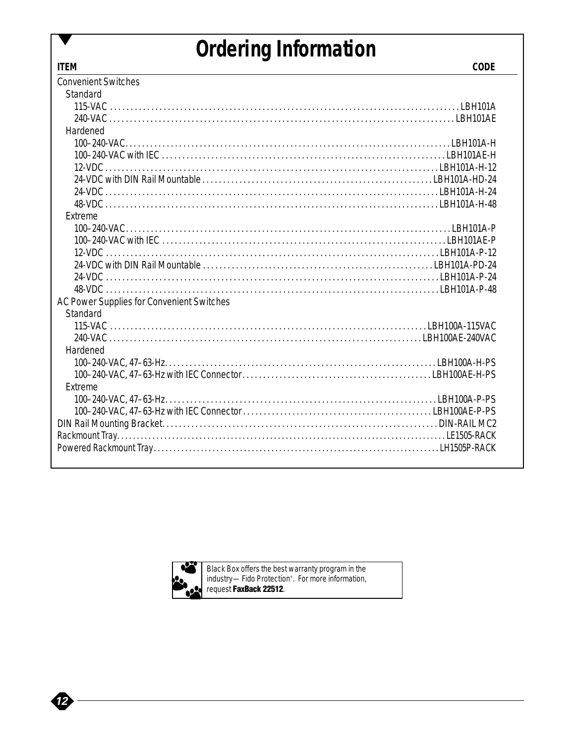# Ordering Information

| ITEM | CODE |
|---|---|
| **Convenient Switches** | |
| *Standard* | |
| 115-VAC | LBH101A |
| 240-VAC | LBH101AE |
| *Hardened* | |
| 100–240-VAC | LBH101A-H |
| 100–240-VAC with IEC | LBH101AE-H |
| 12-VDC | LBH101A-H-12 |
| 24-VDC with DIN Rail Mountable | LBH101A-HD-24 |
| 24-VDC | LBH101A-H-24 |
| 48-VDC | LBH101A-H-48 |
| *Extreme* | |
| 100–240-VAC | LBH101A-P |
| 100–240-VAC with IEC | LBH101AE-P |
| 12-VDC | LBH101A-P-12 |
| 24-VDC with DIN Rail Mountable | LBH101A-PD-24 |
| 24-VDC | LBH101A-P-24 |
| 48-VDC | LBH101A-P-48 |
| **AC Power Supplies for Convenient Switches** | |
| *Standard* | |
| 115-VAC | LBH100A-115VAC |
| 240-VAC | LBH100AE-240VAC |
| *Hardened* | |
| 100–240-VAC, 47–63-Hz | LBH100A-H-PS |
| 100–240-VAC, 47–63-Hz with IEC Connector | LBH100AE-H-PS |
| *Extreme* | |
| 100–240-VAC, 47–63-Hz | LBH100A-P-PS |
| 100–240-VAC, 47–63-Hz with IEC Connector | LBH100AE-P-PS |
| DIN Rail Mounting Bracket | DIN-RAIL MC2 |
| Rackmount Tray | LE1505-RACK |
| Powered Rackmount Tray | LH1505P-RACK |

Black Box offers the best warranty program in the industry— Fido Protection®. For more information, request **FaxBack 22512**.